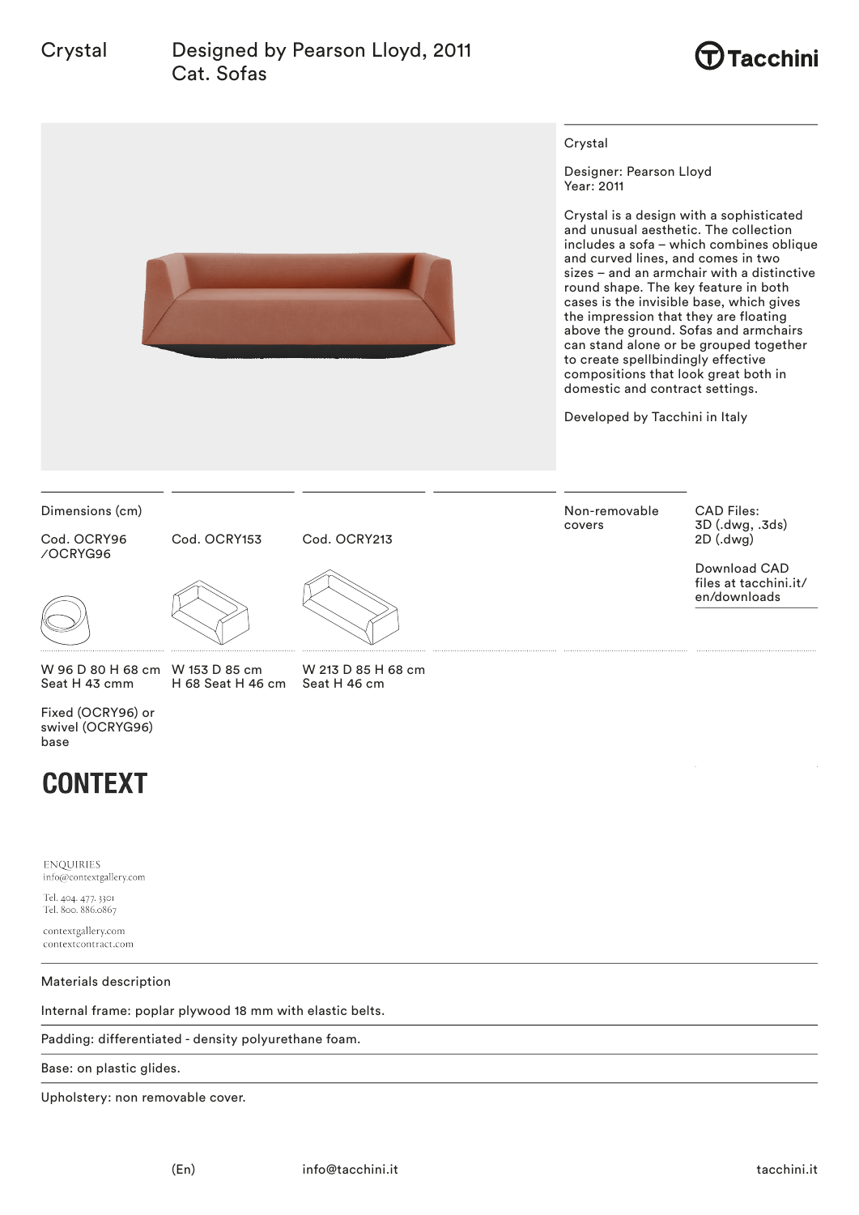Crystal

# Designed by Pearson Lloyd, 2011
Cat. Sofas

Tacchini

Crystal

Designer: Pearson Lloyd
Year: 2011

Crystal is a design with a sophisticated and unusual aesthetic. The collection includes a sofa – which combines oblique and curved lines, and comes in two sizes – and an armchair with a distinctive round shape. The key feature in both cases is the invisible base, which gives the impression that they are floating above the ground. Sofas and armchairs can stand alone or be grouped together to create spellbindingly effective compositions that look great both in domestic and contract settings.

Developed by Tacchini in Italy

Dimensions (cm)

| Cod. OCRY96 /OCRYG96 | Cod. OCRY153 | Cod. OCRY213 |
|---|---|---|
| W 96 D 80 H 68 cm Seat H 43 cmm | W 153 D 85 cm H 68 Seat H 46 cm | W 213 D 85 H 68 cm Seat H 46 cm |
| Fixed (OCRY96) or swivel (OCRYG96) base | | |

Non-removable covers

CAD Files:
3D (.dwg, .3ds)
2D (.dwg)

Download CAD files at tacchini.it/en/downloads

CONTEXT

ENQUIRIES
info@contextgallery.com

Tel. 404. 477. 3301
Tel. 800. 886.0867

contextgallery.com
contextcontract.com

Materials description

Internal frame: poplar plywood 18 mm with elastic belts.

Padding: differentiated - density polyurethane foam.

Base: on plastic glides.

Upholstery: non removable cover.

(En) info@tacchini.it tacchini.it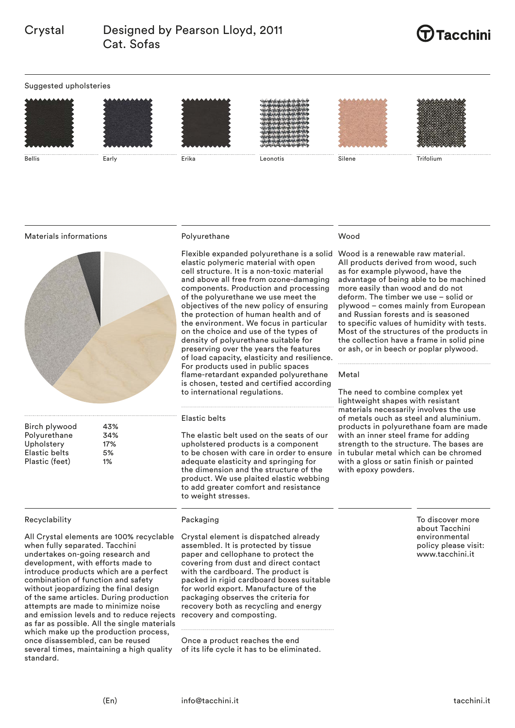# Crystal

Designed by Pearson Lloyd, 2011
Cat. Sofas

Tacchini

## Suggested upholsteries

Bellis

Early

Erika

Leonotis

Silene

Trifolium

## Materials informations

| | |
|---|---|
| Birch plywood | 43% |
| Polyurethane | 34% |
| Upholstery | 17% |
| Elastic belts | 5% |
| Plastic (feet) | 1% |

## Polyurethane

Flexible expanded polyurethane is a solid elastic polymeric material with open cell structure. It is a non-toxic material and above all free from ozone-damaging components. Production and processing of the polyurethane we use meet the objectives of the new policy of ensuring the protection of human health and of the environment. We focus in particular on the choice and use of the types of density of polyurethane suitable for preserving over the years the features of load capacity, elasticity and resilience. For products used in public spaces flame-retardant expanded polyurethane is chosen, tested and certified according to international regulations.

## Elastic belts

The elastic belt used on the seats of our upholstered products is a component to be chosen with care in order to ensure adequate elasticity and springing for the dimension and the structure of the product. We use plaited elastic webbing to add greater comfort and resistance to weight stresses.

## Wood

Wood is a renewable raw material. All products derived from wood, such as for example plywood, have the advantage of being able to be machined more easily than wood and do not deform. The timber we use – solid or plywood – comes mainly from European and Russian forests and is seasoned to specific values of humidity with tests. Most of the structures of the products in the collection have a frame in solid pine or ash, or in beech or poplar plywood.

## Metal

The need to combine complex yet lightweight shapes with resistant materials necessarily involves the use of metals ouch as steel and aluminium. products in polyurethane foam are made with an inner steel frame for adding strength to the structure. The bases are in tubular metal which can be chromed with a gloss or satin finish or painted with epoxy powders.

## Recyclability

All Crystal elements are 100% recyclable when fully separated. Tacchini undertakes on-going research and development, with efforts made to introduce products which are a perfect combination of function and safety without jeopardizing the final design of the same articles. During production attempts are made to minimize noise and emission levels and to reduce rejects as far as possible. All the single materials which make up the production process, once disassembled, can be reused several times, maintaining a high quality standard.

## Packaging

Crystal element is dispatched already assembled. It is protected by tissue paper and cellophane to protect the covering from dust and direct contact with the cardboard. The product is packed in rigid cardboard boxes suitable for world export. Manufacture of the packaging observes the criteria for recovery both as recycling and energy recovery and composting.

Once a product reaches the end of its life cycle it has to be eliminated.

To discover more about Tacchini environmental policy please visit: www.tacchini.it

(En) info@tacchini.it tacchini.it